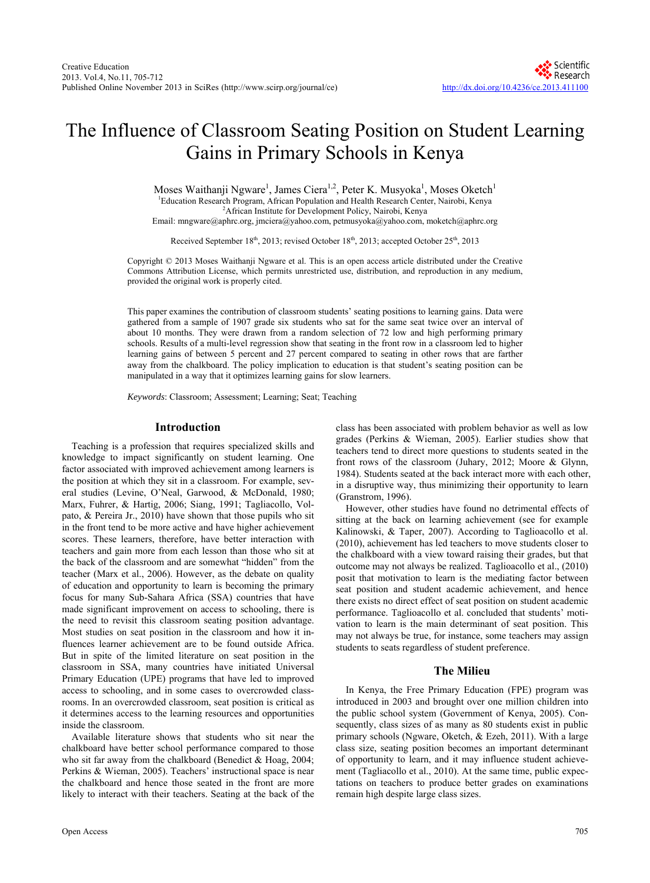# The Influence of Classroom Seating Position on Student Learning Gains in Primary Schools in Kenya

Moses Waithanji Ngware[1], James Ciera[1,2], Peter K. Musyoka[1], Moses Oketch[1]

[1]Education Research Program, African Population and Health Research Center, Nairobi, Kenya
[2]African Institute for Development Policy, Nairobi, Kenya
Email: mngware@aphrc.org, jmciera@yahoo.com, petmusyoka@yahoo.com, moketch@aphrc.org

Received September 18th, 2013; revised October 18th, 2013; accepted October 25th, 2013

Copyright © 2013 Moses Waithanji Ngware et al. This is an open access article distributed under the Creative Commons Attribution License, which permits unrestricted use, distribution, and reproduction in any medium, provided the original work is properly cited.

This paper examines the contribution of classroom students' seating positions to learning gains. Data were gathered from a sample of 1907 grade six students who sat for the same seat twice over an interval of about 10 months. They were drawn from a random selection of 72 low and high performing primary schools. Results of a multi-level regression show that seating in the front row in a classroom led to higher learning gains of between 5 percent and 27 percent compared to seating in other rows that are farther away from the chalkboard. The policy implication to education is that student's seating position can be manipulated in a way that it optimizes learning gains for slow learners.

*Keywords*: Classroom; Assessment; Learning; Seat; Teaching

## Introduction

Teaching is a profession that requires specialized skills and knowledge to impact significantly on student learning. One factor associated with improved achievement among learners is the position at which they sit in a classroom. For example, several studies (Levine, O'Neal, Garwood, & McDonald, 1980; Marx, Fuhrer, & Hartig, 2006; Siang, 1991; Tagliacollo, Volpato, & Pereira Jr., 2010) have shown that those pupils who sit in the front tend to be more active and have higher achievement scores. These learners, therefore, have better interaction with teachers and gain more from each lesson than those who sit at the back of the classroom and are somewhat "hidden" from the teacher (Marx et al., 2006). However, as the debate on quality of education and opportunity to learn is becoming the primary focus for many Sub-Sahara Africa (SSA) countries that have made significant improvement on access to schooling, there is the need to revisit this classroom seating position advantage. Most studies on seat position in the classroom and how it influences learner achievement are to be found outside Africa. But in spite of the limited literature on seat position in the classroom in SSA, many countries have initiated Universal Primary Education (UPE) programs that have led to improved access to schooling, and in some cases to overcrowded classrooms. In an overcrowded classroom, seat position is critical as it determines access to the learning resources and opportunities inside the classroom.

Available literature shows that students who sit near the chalkboard have better school performance compared to those who sit far away from the chalkboard (Benedict & Hoag, 2004; Perkins & Wieman, 2005). Teachers' instructional space is near the chalkboard and hence those seated in the front are more likely to interact with their teachers. Seating at the back of the class has been associated with problem behavior as well as low grades (Perkins & Wieman, 2005). Earlier studies show that teachers tend to direct more questions to students seated in the front rows of the classroom (Juhary, 2012; Moore & Glynn, 1984). Students seated at the back interact more with each other, in a disruptive way, thus minimizing their opportunity to learn (Granstrom, 1996).

However, other studies have found no detrimental effects of sitting at the back on learning achievement (see for example Kalinowski, & Taper, 2007). According to Taglioacollo et al. (2010), achievement has led teachers to move students closer to the chalkboard with a view toward raising their grades, but that outcome may not always be realized. Taglioacollo et al., (2010) posit that motivation to learn is the mediating factor between seat position and student academic achievement, and hence there exists no direct effect of seat position on student academic performance. Taglioacollo et al. concluded that students' motivation to learn is the main determinant of seat position. This may not always be true, for instance, some teachers may assign students to seats regardless of student preference.

## The Milieu

In Kenya, the Free Primary Education (FPE) program was introduced in 2003 and brought over one million children into the public school system (Government of Kenya, 2005). Consequently, class sizes of as many as 80 students exist in public primary schools (Ngware, Oketch, & Ezeh, 2011). With a large class size, seating position becomes an important determinant of opportunity to learn, and it may influence student achievement (Tagliacollo et al., 2010). At the same time, public expectations on teachers to produce better grades on examinations remain high despite large class sizes.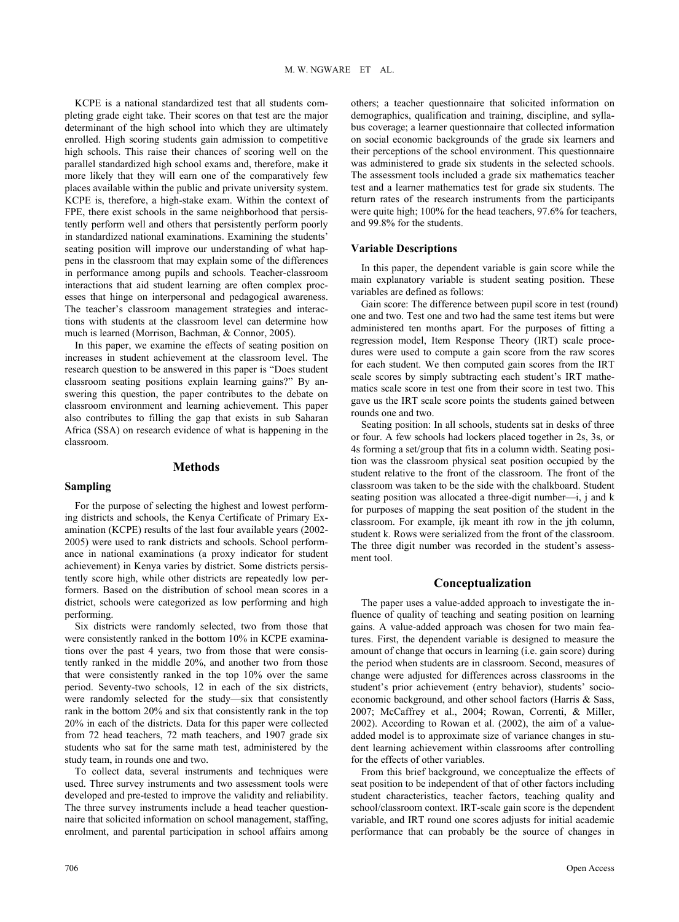KCPE is a national standardized test that all students completing grade eight take. Their scores on that test are the major determinant of the high school into which they are ultimately enrolled. High scoring students gain admission to competitive high schools. This raise their chances of scoring well on the parallel standardized high school exams and, therefore, make it more likely that they will earn one of the comparatively few places available within the public and private university system. KCPE is, therefore, a high-stake exam. Within the context of FPE, there exist schools in the same neighborhood that persistently perform well and others that persistently perform poorly in standardized national examinations. Examining the students' seating position will improve our understanding of what happens in the classroom that may explain some of the differences in performance among pupils and schools. Teacher-classroom interactions that aid student learning are often complex processes that hinge on interpersonal and pedagogical awareness. The teacher's classroom management strategies and interactions with students at the classroom level can determine how much is learned (Morrison, Bachman, & Connor, 2005).

In this paper, we examine the effects of seating position on increases in student achievement at the classroom level. The research question to be answered in this paper is "Does student classroom seating positions explain learning gains?" By answering this question, the paper contributes to the debate on classroom environment and learning achievement. This paper also contributes to filling the gap that exists in sub Saharan Africa (SSA) on research evidence of what is happening in the classroom.

## Methods

### Sampling

For the purpose of selecting the highest and lowest performing districts and schools, the Kenya Certificate of Primary Examination (KCPE) results of the last four available years (2002-2005) were used to rank districts and schools. School performance in national examinations (a proxy indicator for student achievement) in Kenya varies by district. Some districts persistently score high, while other districts are repeatedly low performers. Based on the distribution of school mean scores in a district, schools were categorized as low performing and high performing.

Six districts were randomly selected, two from those that were consistently ranked in the bottom 10% in KCPE examinations over the past 4 years, two from those that were consistently ranked in the middle 20%, and another two from those that were consistently ranked in the top 10% over the same period. Seventy-two schools, 12 in each of the six districts, were randomly selected for the study—six that consistently rank in the bottom 20% and six that consistently rank in the top 20% in each of the districts. Data for this paper were collected from 72 head teachers, 72 math teachers, and 1907 grade six students who sat for the same math test, administered by the study team, in rounds one and two.

To collect data, several instruments and techniques were used. Three survey instruments and two assessment tools were developed and pre-tested to improve the validity and reliability. The three survey instruments include a head teacher questionnaire that solicited information on school management, staffing, enrolment, and parental participation in school affairs among others; a teacher questionnaire that solicited information on demographics, qualification and training, discipline, and syllabus coverage; a learner questionnaire that collected information on social economic backgrounds of the grade six learners and their perceptions of the school environment. This questionnaire was administered to grade six students in the selected schools. The assessment tools included a grade six mathematics teacher test and a learner mathematics test for grade six students. The return rates of the research instruments from the participants were quite high; 100% for the head teachers, 97.6% for teachers, and 99.8% for the students.

### Variable Descriptions

In this paper, the dependent variable is gain score while the main explanatory variable is student seating position. These variables are defined as follows:

Gain score: The difference between pupil score in test (round) one and two. Test one and two had the same test items but were administered ten months apart. For the purposes of fitting a regression model, Item Response Theory (IRT) scale procedures were used to compute a gain score from the raw scores for each student. We then computed gain scores from the IRT scale scores by simply subtracting each student's IRT mathematics scale score in test one from their score in test two. This gave us the IRT scale score points the students gained between rounds one and two.

Seating position: In all schools, students sat in desks of three or four. A few schools had lockers placed together in 2s, 3s, or 4s forming a set/group that fits in a column width. Seating position was the classroom physical seat position occupied by the student relative to the front of the classroom. The front of the classroom was taken to be the side with the chalkboard. Student seating position was allocated a three-digit number—i, j and k for purposes of mapping the seat position of the student in the classroom. For example, ijk meant ith row in the jth column, student k. Rows were serialized from the front of the classroom. The three digit number was recorded in the student's assessment tool.

## Conceptualization

The paper uses a value-added approach to investigate the influence of quality of teaching and seating position on learning gains. A value-added approach was chosen for two main features. First, the dependent variable is designed to measure the amount of change that occurs in learning (i.e. gain score) during the period when students are in classroom. Second, measures of change were adjusted for differences across classrooms in the student's prior achievement (entry behavior), students' socioeconomic background, and other school factors (Harris & Sass, 2007; McCaffrey et al., 2004; Rowan, Correnti, & Miller, 2002). According to Rowan et al. (2002), the aim of a value-added model is to approximate size of variance changes in student learning achievement within classrooms after controlling for the effects of other variables.

From this brief background, we conceptualize the effects of seat position to be independent of that of other factors including student characteristics, teacher factors, teaching quality and school/classroom context. IRT-scale gain score is the dependent variable, and IRT round one scores adjusts for initial academic performance that can probably be the source of changes in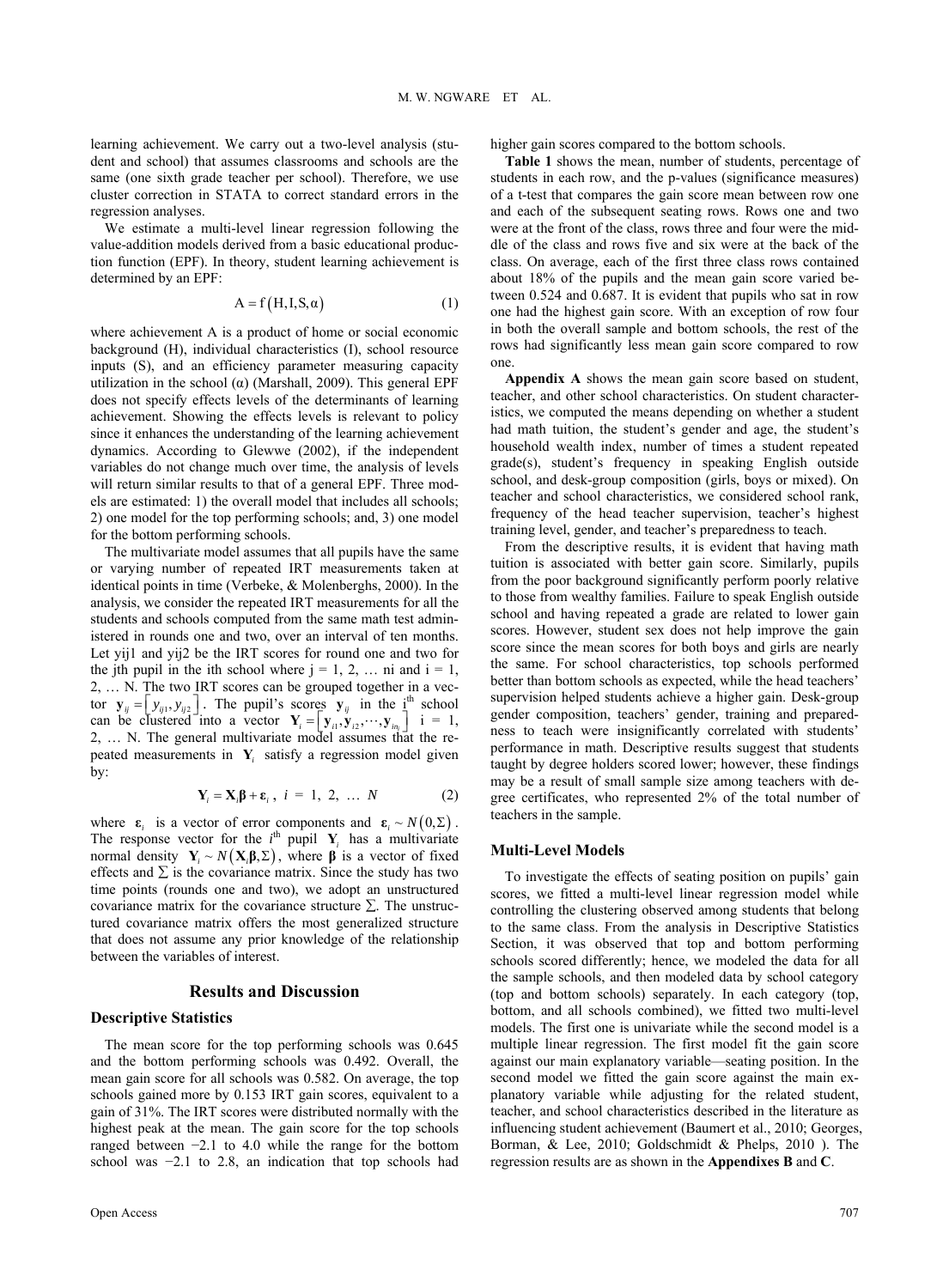learning achievement. We carry out a two-level analysis (student and school) that assumes classrooms and schools are the same (one sixth grade teacher per school). Therefore, we use cluster correction in STATA to correct standard errors in the regression analyses.

We estimate a multi-level linear regression following the value-addition models derived from a basic educational production function (EPF). In theory, student learning achievement is determined by an EPF:

$$A = f(H, I, S, \alpha) \tag{1}$$

where achievement A is a product of home or social economic background (H), individual characteristics (I), school resource inputs (S), and an efficiency parameter measuring capacity utilization in the school (α) (Marshall, 2009). This general EPF does not specify effects levels of the determinants of learning achievement. Showing the effects levels is relevant to policy since it enhances the understanding of the learning achievement dynamics. According to Glewwe (2002), if the independent variables do not change much over time, the analysis of levels will return similar results to that of a general EPF. Three models are estimated: 1) the overall model that includes all schools; 2) one model for the top performing schools; and, 3) one model for the bottom performing schools.

The multivariate model assumes that all pupils have the same or varying number of repeated IRT measurements taken at identical points in time (Verbeke, & Molenberghs, 2000). In the analysis, we consider the repeated IRT measurements for all the students and schools computed from the same math test administered in rounds one and two, over an interval of ten months. Let yij1 and yij2 be the IRT scores for round one and two for the jth pupil in the ith school where j = 1, 2, … ni and i = 1, 2, … N. The two IRT scores can be grouped together in a vector $\mathbf{y}_{ij} = [y_{ij1}, y_{ij2}]$. The pupil's scores $\mathbf{y}_{ij}$ in the i[th] school can be clustered into a vector $\mathbf{Y}_i = [\mathbf{y}_{i1}, \mathbf{y}_{i2}, \cdots, \mathbf{y}_{in_i}]$ i = 1, 2, … N. The general multivariate model assumes that the repeated measurements in $\mathbf{Y}_i$ satisfy a regression model given by:

$$\mathbf{Y}_i = \mathbf{X}_i\boldsymbol{\beta} + \boldsymbol{\varepsilon}_i, \; i = 1, 2, \ldots N \tag{2}$$

where $\boldsymbol{\varepsilon}_i$ is a vector of error components and $\boldsymbol{\varepsilon}_i \sim N(0, \Sigma)$. The response vector for the $i^{\text{th}}$ pupil $\mathbf{Y}_i$ has a multivariate normal density $\mathbf{Y}_i \sim N(\mathbf{X}_i\boldsymbol{\beta}, \Sigma)$, where $\boldsymbol{\beta}$ is a vector of fixed effects and $\Sigma$ is the covariance matrix. Since the study has two time points (rounds one and two), we adopt an unstructured covariance matrix for the covariance structure Σ. The unstructured covariance matrix offers the most generalized structure that does not assume any prior knowledge of the relationship between the variables of interest.

## Results and Discussion

### Descriptive Statistics

The mean score for the top performing schools was 0.645 and the bottom performing schools was 0.492. Overall, the mean gain score for all schools was 0.582. On average, the top schools gained more by 0.153 IRT gain scores, equivalent to a gain of 31%. The IRT scores were distributed normally with the highest peak at the mean. The gain score for the top schools ranged between −2.1 to 4.0 while the range for the bottom school was −2.1 to 2.8, an indication that top schools had higher gain scores compared to the bottom schools.

**Table 1** shows the mean, number of students, percentage of students in each row, and the p-values (significance measures) of a t-test that compares the gain score mean between row one and each of the subsequent seating rows. Rows one and two were at the front of the class, rows three and four were the middle of the class and rows five and six were at the back of the class. On average, each of the first three class rows contained about 18% of the pupils and the mean gain score varied between 0.524 and 0.687. It is evident that pupils who sat in row one had the highest gain score. With an exception of row four in both the overall sample and bottom schools, the rest of the rows had significantly less mean gain score compared to row one.

**Appendix A** shows the mean gain score based on student, teacher, and other school characteristics. On student characteristics, we computed the means depending on whether a student had math tuition, the student's gender and age, the student's household wealth index, number of times a student repeated grade(s), student's frequency in speaking English outside school, and desk-group composition (girls, boys or mixed). On teacher and school characteristics, we considered school rank, frequency of the head teacher supervision, teacher's highest training level, gender, and teacher's preparedness to teach.

From the descriptive results, it is evident that having math tuition is associated with better gain score. Similarly, pupils from the poor background significantly perform poorly relative to those from wealthy families. Failure to speak English outside school and having repeated a grade are related to lower gain scores. However, student sex does not help improve the gain score since the mean scores for both boys and girls are nearly the same. For school characteristics, top schools performed better than bottom schools as expected, while the head teachers' supervision helped students achieve a higher gain. Desk-group gender composition, teachers' gender, training and preparedness to teach were insignificantly correlated with students' performance in math. Descriptive results suggest that students taught by degree holders scored lower; however, these findings may be a result of small sample size among teachers with degree certificates, who represented 2% of the total number of teachers in the sample.

### Multi-Level Models

To investigate the effects of seating position on pupils' gain scores, we fitted a multi-level linear regression model while controlling the clustering observed among students that belong to the same class. From the analysis in Descriptive Statistics Section, it was observed that top and bottom performing schools scored differently; hence, we modeled the data for all the sample schools, and then modeled data by school category (top and bottom schools) separately. In each category (top, bottom, and all schools combined), we fitted two multi-level models. The first one is univariate while the second model is a multiple linear regression. The first model fit the gain score against our main explanatory variable—seating position. In the second model we fitted the gain score against the main explanatory variable while adjusting for the related student, teacher, and school characteristics described in the literature as influencing student achievement (Baumert et al., 2010; Georges, Borman, & Lee, 2010; Goldschmidt & Phelps, 2010 ). The regression results are as shown in the **Appendixes B** and **C**.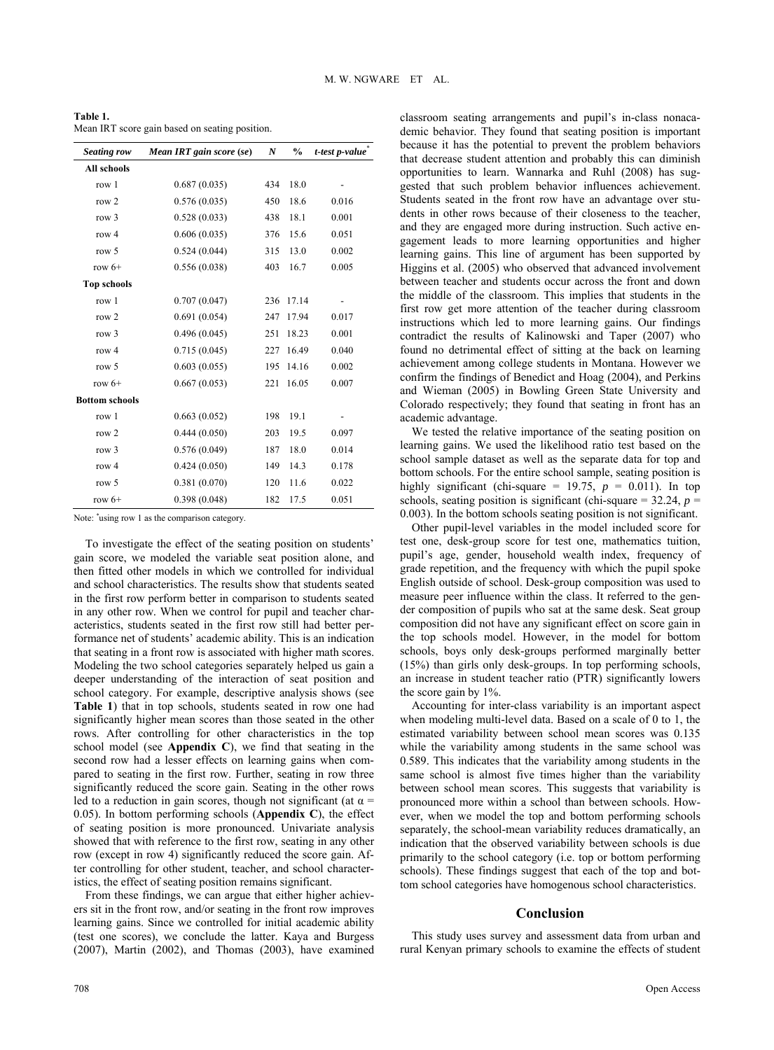**Table 1.**
Mean IRT score gain based on seating position.

| *Seating row* | *Mean IRT gain score (se)* | *N* | *%* | *t-test p-value*[*] |
|---|---|---|---|---|
| **All schools** | | | | |
| row 1 | 0.687 (0.035) | 434 | 18.0 | - |
| row 2 | 0.576 (0.035) | 450 | 18.6 | 0.016 |
| row 3 | 0.528 (0.033) | 438 | 18.1 | 0.001 |
| row 4 | 0.606 (0.035) | 376 | 15.6 | 0.051 |
| row 5 | 0.524 (0.044) | 315 | 13.0 | 0.002 |
| row 6+ | 0.556 (0.038) | 403 | 16.7 | 0.005 |
| **Top schools** | | | | |
| row 1 | 0.707 (0.047) | 236 | 17.14 | - |
| row 2 | 0.691 (0.054) | 247 | 17.94 | 0.017 |
| row 3 | 0.496 (0.045) | 251 | 18.23 | 0.001 |
| row 4 | 0.715 (0.045) | 227 | 16.49 | 0.040 |
| row 5 | 0.603 (0.055) | 195 | 14.16 | 0.002 |
| row 6+ | 0.667 (0.053) | 221 | 16.05 | 0.007 |
| **Bottom schools** | | | | |
| row 1 | 0.663 (0.052) | 198 | 19.1 | - |
| row 2 | 0.444 (0.050) | 203 | 19.5 | 0.097 |
| row 3 | 0.576 (0.049) | 187 | 18.0 | 0.014 |
| row 4 | 0.424 (0.050) | 149 | 14.3 | 0.178 |
| row 5 | 0.381 (0.070) | 120 | 11.6 | 0.022 |
| row 6+ | 0.398 (0.048) | 182 | 17.5 | 0.051 |

Note: [*]using row 1 as the comparison category.

To investigate the effect of the seating position on students' gain score, we modeled the variable seat position alone, and then fitted other models in which we controlled for individual and school characteristics. The results show that students seated in the first row perform better in comparison to students seated in any other row. When we control for pupil and teacher characteristics, students seated in the first row still had better performance net of students' academic ability. This is an indication that seating in a front row is associated with higher math scores. Modeling the two school categories separately helped us gain a deeper understanding of the interaction of seat position and school category. For example, descriptive analysis shows (see **Table 1**) that in top schools, students seated in row one had significantly higher mean scores than those seated in the other rows. After controlling for other characteristics in the top school model (see **Appendix C**), we find that seating in the second row had a lesser effects on learning gains when compared to seating in the first row. Further, seating in row three significantly reduced the score gain. Seating in the other rows led to a reduction in gain scores, though not significant (at $\alpha = 0.05$). In bottom performing schools (**Appendix C**), the effect of seating position is more pronounced. Univariate analysis showed that with reference to the first row, seating in any other row (except in row 4) significantly reduced the score gain. After controlling for other student, teacher, and school characteristics, the effect of seating position remains significant.

From these findings, we can argue that either higher achievers sit in the front row, and/or seating in the front row improves learning gains. Since we controlled for initial academic ability (test one scores), we conclude the latter. Kaya and Burgess (2007), Martin (2002), and Thomas (2003), have examined classroom seating arrangements and pupil's in-class nonacademic behavior. They found that seating position is important because it has the potential to prevent the problem behaviors that decrease student attention and probably this can diminish opportunities to learn. Wannarka and Ruhl (2008) has suggested that such problem behavior influences achievement. Students seated in the front row have an advantage over students in other rows because of their closeness to the teacher, and they are engaged more during instruction. Such active engagement leads to more learning opportunities and higher learning gains. This line of argument has been supported by Higgins et al. (2005) who observed that advanced involvement between teacher and students occur across the front and down the middle of the classroom. This implies that students in the first row get more attention of the teacher during classroom instructions which led to more learning gains. Our findings contradict the results of Kalinowski and Taper (2007) who found no detrimental effect of sitting at the back on learning achievement among college students in Montana. However we confirm the findings of Benedict and Hoag (2004), and Perkins and Wieman (2005) in Bowling Green State University and Colorado respectively; they found that seating in front has an academic advantage.

We tested the relative importance of the seating position on learning gains. We used the likelihood ratio test based on the school sample dataset as well as the separate data for top and bottom schools. For the entire school sample, seating position is highly significant (chi-square = 19.75, $p = 0.011$). In top schools, seating position is significant (chi-square = 32.24, $p = 0.003$). In the bottom schools seating position is not significant.

Other pupil-level variables in the model included score for test one, desk-group score for test one, mathematics tuition, pupil's age, gender, household wealth index, frequency of grade repetition, and the frequency with which the pupil spoke English outside of school. Desk-group composition was used to measure peer influence within the class. It referred to the gender composition of pupils who sat at the same desk. Seat group composition did not have any significant effect on score gain in the top schools model. However, in the model for bottom schools, boys only desk-groups performed marginally better (15%) than girls only desk-groups. In top performing schools, an increase in student teacher ratio (PTR) significantly lowers the score gain by 1%.

Accounting for inter-class variability is an important aspect when modeling multi-level data. Based on a scale of 0 to 1, the estimated variability between school mean scores was 0.135 while the variability among students in the same school was 0.589. This indicates that the variability among students in the same school is almost five times higher than the variability between school mean scores. This suggests that variability is pronounced more within a school than between schools. However, when we model the top and bottom performing schools separately, the school-mean variability reduces dramatically, an indication that the observed variability between schools is due primarily to the school category (i.e. top or bottom performing schools). These findings suggest that each of the top and bottom school categories have homogenous school characteristics.

## Conclusion

This study uses survey and assessment data from urban and rural Kenyan primary schools to examine the effects of student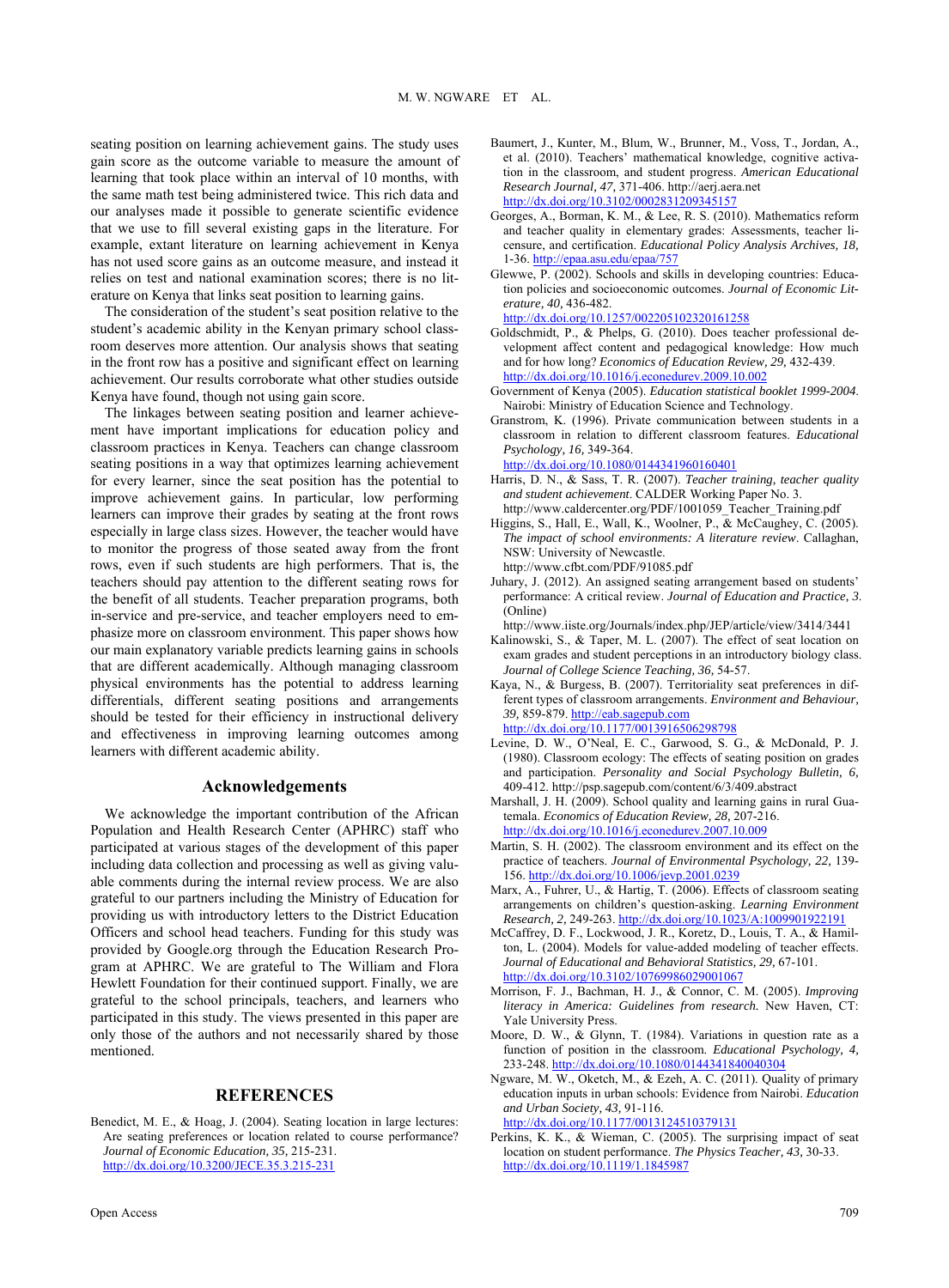seating position on learning achievement gains. The study uses gain score as the outcome variable to measure the amount of learning that took place within an interval of 10 months, with the same math test being administered twice. This rich data and our analyses made it possible to generate scientific evidence that we use to fill several existing gaps in the literature. For example, extant literature on learning achievement in Kenya has not used score gains as an outcome measure, and instead it relies on test and national examination scores; there is no literature on Kenya that links seat position to learning gains.

The consideration of the student's seat position relative to the student's academic ability in the Kenyan primary school classroom deserves more attention. Our analysis shows that seating in the front row has a positive and significant effect on learning achievement. Our results corroborate what other studies outside Kenya have found, though not using gain score.

The linkages between seating position and learner achievement have important implications for education policy and classroom practices in Kenya. Teachers can change classroom seating positions in a way that optimizes learning achievement for every learner, since the seat position has the potential to improve achievement gains. In particular, low performing learners can improve their grades by seating at the front rows especially in large class sizes. However, the teacher would have to monitor the progress of those seated away from the front rows, even if such students are high performers. That is, the teachers should pay attention to the different seating rows for the benefit of all students. Teacher preparation programs, both in-service and pre-service, and teacher employers need to emphasize more on classroom environment. This paper shows how our main explanatory variable predicts learning gains in schools that are different academically. Although managing classroom physical environments has the potential to address learning differentials, different seating positions and arrangements should be tested for their efficiency in instructional delivery and effectiveness in improving learning outcomes among learners with different academic ability.

## Acknowledgements

We acknowledge the important contribution of the African Population and Health Research Center (APHRC) staff who participated at various stages of the development of this paper including data collection and processing as well as giving valuable comments during the internal review process. We are also grateful to our partners including the Ministry of Education for providing us with introductory letters to the District Education Officers and school head teachers. Funding for this study was provided by Google.org through the Education Research Program at APHRC. We are grateful to The William and Flora Hewlett Foundation for their continued support. Finally, we are grateful to the school principals, teachers, and learners who participated in this study. The views presented in this paper are only those of the authors and not necessarily shared by those mentioned.

## REFERENCES

Benedict, M. E., & Hoag, J. (2004). Seating location in large lectures: Are seating preferences or location related to course performance? *Journal of Economic Education, 35,* 215-231. http://dx.doi.org/10.3200/JECE.35.3.215-231

Baumert, J., Kunter, M., Blum, W., Brunner, M., Voss, T., Jordan, A., et al. (2010). Teachers' mathematical knowledge, cognitive activation in the classroom, and student progress. *American Educational Research Journal, 47,* 371-406. http://aerj.aera.net http://dx.doi.org/10.3102/0002831209345157

Georges, A., Borman, K. M., & Lee, R. S. (2010). Mathematics reform and teacher quality in elementary grades: Assessments, teacher licensure, and certification. *Educational Policy Analysis Archives, 18,* 1-36. http://epaa.asu.edu/epaa/757

Glewwe, P. (2002). Schools and skills in developing countries: Education policies and socioeconomic outcomes. *Journal of Economic Literature, 40,* 436-482. http://dx.doi.org/10.1257/002205102320161258

Goldschmidt, P., & Phelps, G. (2010). Does teacher professional development affect content and pedagogical knowledge: How much and for how long? *Economics of Education Review, 29,* 432-439. http://dx.doi.org/10.1016/j.econedurev.2009.10.002

Government of Kenya (2005). *Education statistical booklet 1999-2004*. Nairobi: Ministry of Education Science and Technology.

Granstrom, K. (1996). Private communication between students in a classroom in relation to different classroom features. *Educational Psychology, 16,* 349-364. http://dx.doi.org/10.1080/0144341960160401

Harris, D. N., & Sass, T. R. (2007). *Teacher training, teacher quality and student achievement*. CALDER Working Paper No. 3. http://www.caldercenter.org/PDF/1001059_Teacher_Training.pdf

Higgins, S., Hall, E., Wall, K., Woolner, P., & McCaughey, C. (2005). *The impact of school environments: A literature review*. Callaghan, NSW: University of Newcastle. http://www.cfbt.com/PDF/91085.pdf

Juhary, J. (2012). An assigned seating arrangement based on students' performance: A critical review. *Journal of Education and Practice, 3*. (Online) http://www.iiste.org/Journals/index.php/JEP/article/view/3414/3441

Kalinowski, S., & Taper, M. L. (2007). The effect of seat location on exam grades and student perceptions in an introductory biology class. *Journal of College Science Teaching, 36,* 54-57.

Kaya, N., & Burgess, B. (2007). Territoriality seat preferences in different types of classroom arrangements. *Environment and Behaviour, 39,* 859-879. http://eab.sagepub.com http://dx.doi.org/10.1177/0013916506298798

Levine, D. W., O'Neal, E. C., Garwood, S. G., & McDonald, P. J. (1980). Classroom ecology: The effects of seating position on grades and participation. *Personality and Social Psychology Bulletin, 6,* 409-412. http://psp.sagepub.com/content/6/3/409.abstract

Marshall, J. H. (2009). School quality and learning gains in rural Guatemala. *Economics of Education Review, 28,* 207-216. http://dx.doi.org/10.1016/j.econedurev.2007.10.009

Martin, S. H. (2002). The classroom environment and its effect on the practice of teachers. *Journal of Environmental Psychology, 22,* 139-156. http://dx.doi.org/10.1006/jevp.2001.0239

Marx, A., Fuhrer, U., & Hartig, T. (2006). Effects of classroom seating arrangements on children's question-asking. *Learning Environment Research, 2,* 249-263. http://dx.doi.org/10.1023/A:1009901922191

McCaffrey, D. F., Lockwood, J. R., Koretz, D., Louis, T. A., & Hamilton, L. (2004). Models for value-added modeling of teacher effects. *Journal of Educational and Behavioral Statistics, 29,* 67-101. http://dx.doi.org/10.3102/10769986029001067

Morrison, F. J., Bachman, H. J., & Connor, C. M. (2005). *Improving literacy in America: Guidelines from research.* New Haven, CT: Yale University Press.

Moore, D. W., & Glynn, T. (1984). Variations in question rate as a function of position in the classroom. *Educational Psychology, 4,* 233-248. http://dx.doi.org/10.1080/0144341840040304

Ngware, M. W., Oketch, M., & Ezeh, A. C. (2011). Quality of primary education inputs in urban schools: Evidence from Nairobi. *Education and Urban Society, 43,* 91-116. http://dx.doi.org/10.1177/0013124510379131

Perkins, K. K., & Wieman, C. (2005). The surprising impact of seat location on student performance. *The Physics Teacher, 43,* 30-33. http://dx.doi.org/10.1119/1.1845987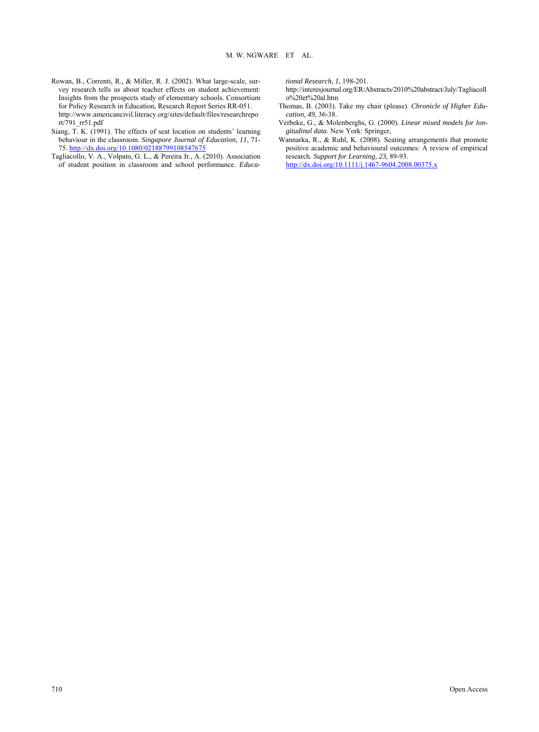Rowan, B., Correnti, R., & Miller, R. J. (2002). What large-scale, survey research tells us about teacher effects on student achievement: Insights from the prospects study of elementary schools. Consortium for Policy Research in Education, Research Report Series RR-051. http://www.americancivil.literacy.org/sites/default/files/researchreport/791_rr51.pdf

Siang, T. K. (1991). The effects of seat location on students' learning behaviour in the classroom. *Singapore Journal of Education, 11,* 71-75. http://dx.doi.org/10.1080/02188799108547675

Tagliacollo, V. A., Volpato, G. L., & Pereira Jr., A. (2010). Association of student position in classroom and school performance. *Educational Research, 1,* 198-201. http://interesjournal.org/ER/Abstracts/2010%20abstract/July/Tagliacollo%20et%20al.htm

Thomas, B. (2003). Take my chair (please). *Chronicle of Higher Education, 49,* 36-38.

Verbeke, G., & Molenberghs, G. (2000). *Linear mixed models for longitudinal data*. New York: Springer,

Wannarka, R., & Ruhl, K. (2008). Seating arrangements that promote positive academic and behavioural outcomes: A review of empirical research. *Support for Learning, 23,* 89-93. http://dx.doi.org/10.1111/j.1467-9604.2008.00375.x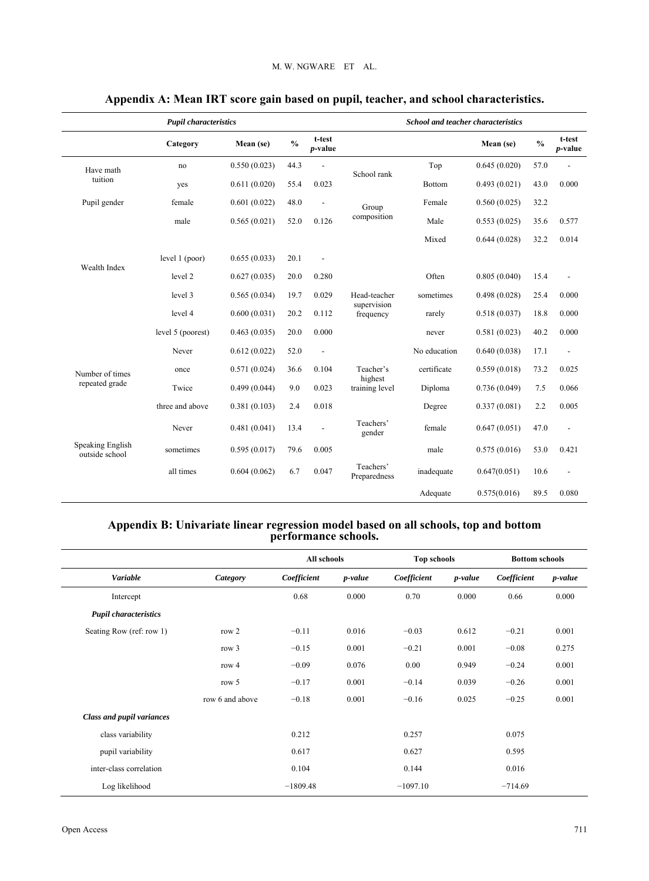## Appendix A: Mean IRT score gain based on pupil, teacher, and school characteristics.

| *Pupil characteristics* | | | | | *School and teacher characteristics* | | | | |
|---|---|---|---|---|---|---|---|---|---|
| | **Category** | **Mean (se)** | **%** | **t-test *p*-value** | | | **Mean (se)** | **%** | **t-test *p*-value** |
| Have math tuition | no | 0.550 (0.023) | 44.3 | - | School rank | Top | 0.645 (0.020) | 57.0 | - |
| | yes | 0.611 (0.020) | 55.4 | 0.023 | | Bottom | 0.493 (0.021) | 43.0 | 0.000 |
| Pupil gender | female | 0.601 (0.022) | 48.0 | - | Group composition | Female | 0.560 (0.025) | 32.2 | |
| | male | 0.565 (0.021) | 52.0 | 0.126 | | Male | 0.553 (0.025) | 35.6 | 0.577 |
| | | | | | | Mixed | 0.644 (0.028) | 32.2 | 0.014 |
| Wealth Index | level 1 (poor) | 0.655 (0.033) | 20.1 | - | | | | | |
| | level 2 | 0.627 (0.035) | 20.0 | 0.280 | Head-teacher supervision frequency | Often | 0.805 (0.040) | 15.4 | - |
| | level 3 | 0.565 (0.034) | 19.7 | 0.029 | | sometimes | 0.498 (0.028) | 25.4 | 0.000 |
| | level 4 | 0.600 (0.031) | 20.2 | 0.112 | | rarely | 0.518 (0.037) | 18.8 | 0.000 |
| | level 5 (poorest) | 0.463 (0.035) | 20.0 | 0.000 | | never | 0.581 (0.023) | 40.2 | 0.000 |
| Number of times repeated grade | Never | 0.612 (0.022) | 52.0 | - | Teacher's highest training level | No education | 0.640 (0.038) | 17.1 | - |
| | once | 0.571 (0.024) | 36.6 | 0.104 | | certificate | 0.559 (0.018) | 73.2 | 0.025 |
| | Twice | 0.499 (0.044) | 9.0 | 0.023 | | Diploma | 0.736 (0.049) | 7.5 | 0.066 |
| | three and above | 0.381 (0.103) | 2.4 | 0.018 | | Degree | 0.337 (0.081) | 2.2 | 0.005 |
| Speaking English outside school | Never | 0.481 (0.041) | 13.4 | - | Teachers' gender | female | 0.647 (0.051) | 47.0 | - |
| | sometimes | 0.595 (0.017) | 79.6 | 0.005 | | male | 0.575 (0.016) | 53.0 | 0.421 |
| | all times | 0.604 (0.062) | 6.7 | 0.047 | Teachers' Preparedness | inadequate | 0.647(0.051) | 10.6 | - |
| | | | | | | Adequate | 0.575(0.016) | 89.5 | 0.080 |

## Appendix B: Univariate linear regression model based on all schools, top and bottom performance schools.

| | | **All schools** | | **Top schools** | | **Bottom schools** | |
|---|---|---|---|---|---|---|---|
| ***Variable*** | ***Category*** | ***Coefficient*** | ***p-value*** | ***Coefficient*** | ***p-value*** | ***Coefficient*** | ***p-value*** |
| Intercept | | 0.68 | 0.000 | 0.70 | 0.000 | 0.66 | 0.000 |
| ***Pupil characteristics*** | | | | | | | |
| Seating Row (ref: row 1) | row 2 | −0.11 | 0.016 | −0.03 | 0.612 | −0.21 | 0.001 |
| | row 3 | −0.15 | 0.001 | −0.21 | 0.001 | −0.08 | 0.275 |
| | row 4 | −0.09 | 0.076 | 0.00 | 0.949 | −0.24 | 0.001 |
| | row 5 | −0.17 | 0.001 | −0.14 | 0.039 | −0.26 | 0.001 |
| | row 6 and above | −0.18 | 0.001 | −0.16 | 0.025 | −0.25 | 0.001 |
| ***Class and pupil variances*** | | | | | | | |
| class variability | | 0.212 | | 0.257 | | 0.075 | |
| pupil variability | | 0.617 | | 0.627 | | 0.595 | |
| inter-class correlation | | 0.104 | | 0.144 | | 0.016 | |
| Log likelihood | | −1809.48 | | −1097.10 | | −714.69 | |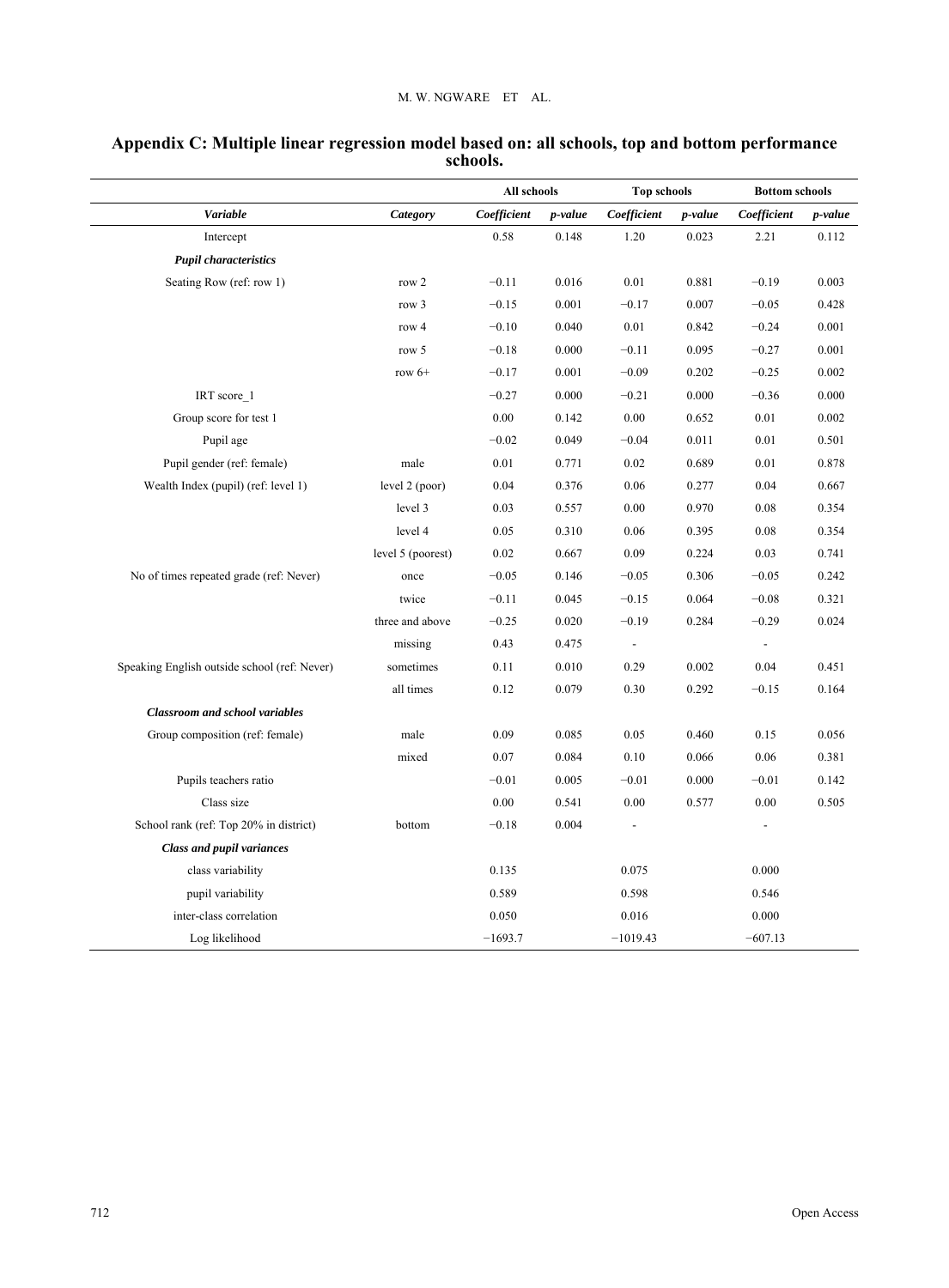## Appendix C: Multiple linear regression model based on: all schools, top and bottom performance schools.

| | | All schools | | Top schools | | Bottom schools | |
|---|---|---|---|---|---|---|---|
| ***Variable*** | ***Category*** | ***Coefficient*** | ***p-value*** | ***Coefficient*** | ***p-value*** | ***Coefficient*** | ***p-value*** |
| Intercept | | 0.58 | 0.148 | 1.20 | 0.023 | 2.21 | 0.112 |
| ***Pupil characteristics*** | | | | | | | |
| Seating Row (ref: row 1) | row 2 | −0.11 | 0.016 | 0.01 | 0.881 | −0.19 | 0.003 |
| | row 3 | −0.15 | 0.001 | −0.17 | 0.007 | −0.05 | 0.428 |
| | row 4 | −0.10 | 0.040 | 0.01 | 0.842 | −0.24 | 0.001 |
| | row 5 | −0.18 | 0.000 | −0.11 | 0.095 | −0.27 | 0.001 |
| | row 6+ | −0.17 | 0.001 | −0.09 | 0.202 | −0.25 | 0.002 |
| IRT score_1 | | −0.27 | 0.000 | −0.21 | 0.000 | −0.36 | 0.000 |
| Group score for test 1 | | 0.00 | 0.142 | 0.00 | 0.652 | 0.01 | 0.002 |
| Pupil age | | −0.02 | 0.049 | −0.04 | 0.011 | 0.01 | 0.501 |
| Pupil gender (ref: female) | male | 0.01 | 0.771 | 0.02 | 0.689 | 0.01 | 0.878 |
| Wealth Index (pupil) (ref: level 1) | level 2 (poor) | 0.04 | 0.376 | 0.06 | 0.277 | 0.04 | 0.667 |
| | level 3 | 0.03 | 0.557 | 0.00 | 0.970 | 0.08 | 0.354 |
| | level 4 | 0.05 | 0.310 | 0.06 | 0.395 | 0.08 | 0.354 |
| | level 5 (poorest) | 0.02 | 0.667 | 0.09 | 0.224 | 0.03 | 0.741 |
| No of times repeated grade (ref: Never) | once | −0.05 | 0.146 | −0.05 | 0.306 | −0.05 | 0.242 |
| | twice | −0.11 | 0.045 | −0.15 | 0.064 | −0.08 | 0.321 |
| | three and above | −0.25 | 0.020 | −0.19 | 0.284 | −0.29 | 0.024 |
| | missing | 0.43 | 0.475 | - | | - | |
| Speaking English outside school (ref: Never) | sometimes | 0.11 | 0.010 | 0.29 | 0.002 | 0.04 | 0.451 |
| | all times | 0.12 | 0.079 | 0.30 | 0.292 | −0.15 | 0.164 |
| ***Classroom and school variables*** | | | | | | | |
| Group composition (ref: female) | male | 0.09 | 0.085 | 0.05 | 0.460 | 0.15 | 0.056 |
| | mixed | 0.07 | 0.084 | 0.10 | 0.066 | 0.06 | 0.381 |
| Pupils teachers ratio | | −0.01 | 0.005 | −0.01 | 0.000 | −0.01 | 0.142 |
| Class size | | 0.00 | 0.541 | 0.00 | 0.577 | 0.00 | 0.505 |
| School rank (ref: Top 20% in district) | bottom | −0.18 | 0.004 | - | | - | |
| ***Class and pupil variances*** | | | | | | | |
| class variability | | 0.135 | | 0.075 | | 0.000 | |
| pupil variability | | 0.589 | | 0.598 | | 0.546 | |
| inter-class correlation | | 0.050 | | 0.016 | | 0.000 | |
| Log likelihood | | −1693.7 | | −1019.43 | | −607.13 | |